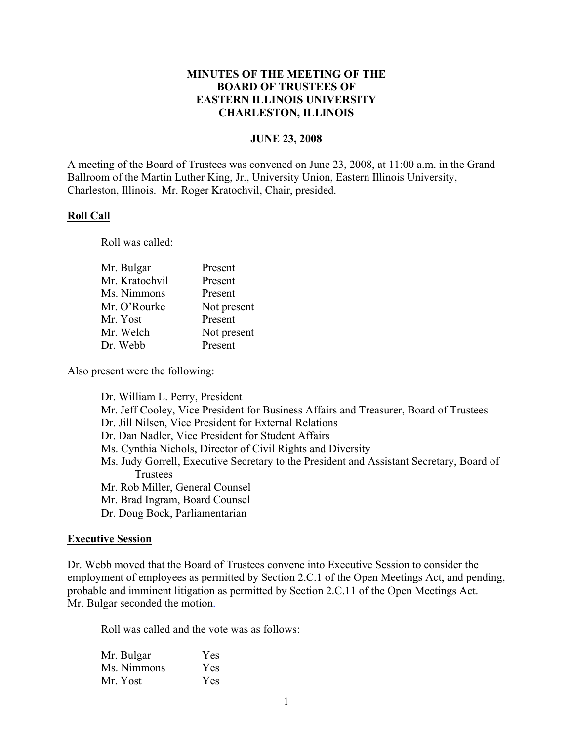# MINUTES OF THE MEETING OF THE BOARD OF TRUSTEES OF EASTERN ILLINOIS UNIVERSITY CHARLESTON, ILLINOIS

**JUNE 23, 2008**

A meeting of the Board of Trustees was convened on June 23, 2008, at 11:00 a.m. in the Grand Ballroom of the Martin Luther King, Jr., University Union, Eastern Illinois University, Charleston, Illinois. Mr. Roger Kratochvil, Chair, presided.

## Roll Call

Roll was called:

| | |
|---|---|
| Mr. Bulgar | Present |
| Mr. Kratochvil | Present |
| Ms. Nimmons | Present |
| Mr. O'Rourke | Not present |
| Mr. Yost | Present |
| Mr. Welch | Not present |
| Dr. Webb | Present |

Also present were the following:

- Dr. William L. Perry, President
- Mr. Jeff Cooley, Vice President for Business Affairs and Treasurer, Board of Trustees
- Dr. Jill Nilsen, Vice President for External Relations
- Dr. Dan Nadler, Vice President for Student Affairs
- Ms. Cynthia Nichols, Director of Civil Rights and Diversity
- Ms. Judy Gorrell, Executive Secretary to the President and Assistant Secretary, Board of Trustees
- Mr. Rob Miller, General Counsel
- Mr. Brad Ingram, Board Counsel
- Dr. Doug Bock, Parliamentarian

## Executive Session

Dr. Webb moved that the Board of Trustees convene into Executive Session to consider the employment of employees as permitted by Section 2.C.1 of the Open Meetings Act, and pending, probable and imminent litigation as permitted by Section 2.C.11 of the Open Meetings Act. Mr. Bulgar seconded the motion.

Roll was called and the vote was as follows:

| | |
|---|---|
| Mr. Bulgar | Yes |
| Ms. Nimmons | Yes |
| Mr. Yost | Yes |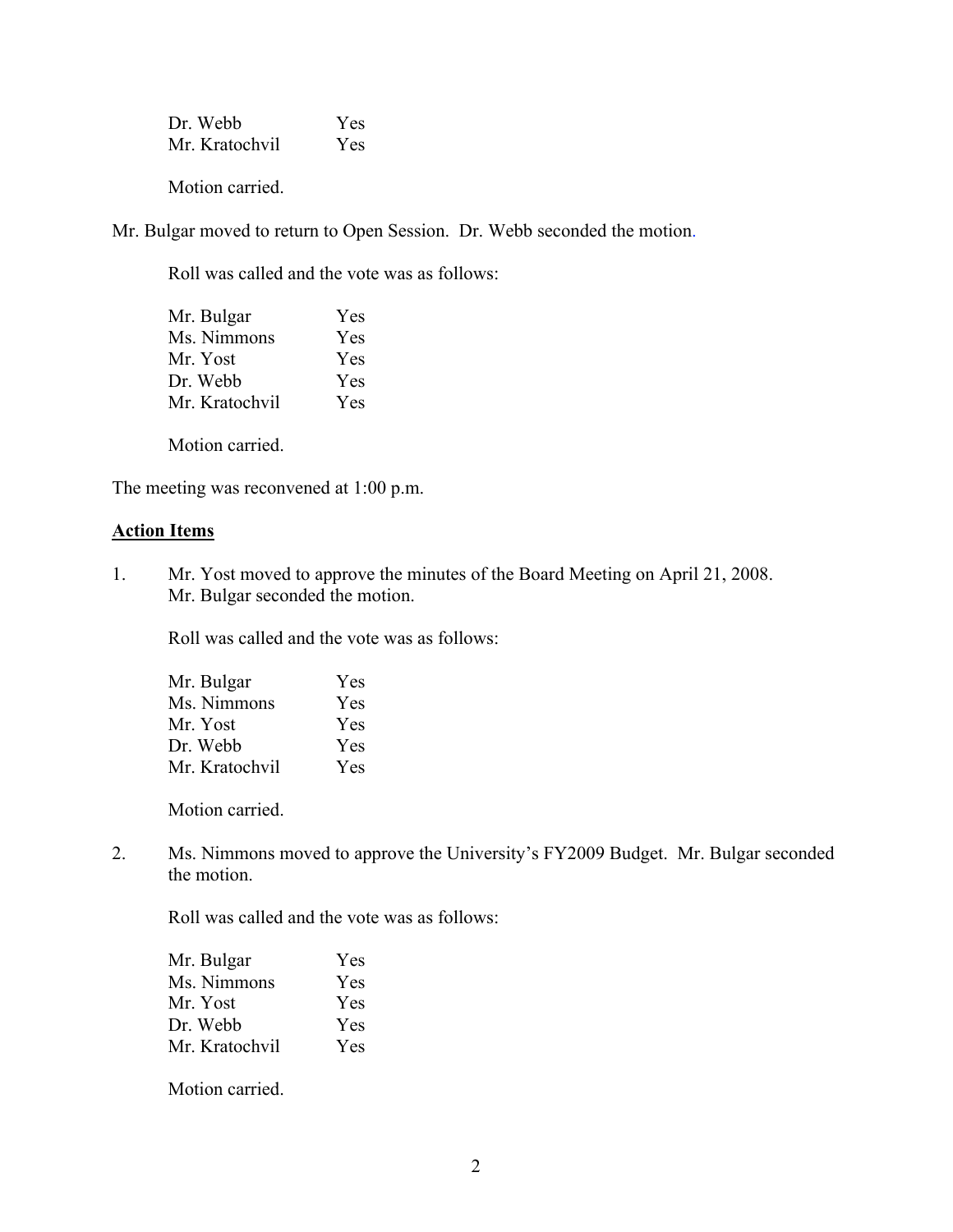Dr. Webb Yes
Mr. Kratochvil Yes

Motion carried.

Mr. Bulgar moved to return to Open Session. Dr. Webb seconded the motion.

Roll was called and the vote was as follows:

Mr. Bulgar Yes
Ms. Nimmons Yes
Mr. Yost Yes
Dr. Webb Yes
Mr. Kratochvil Yes

Motion carried.

The meeting was reconvened at 1:00 p.m.

**Action Items**

1. Mr. Yost moved to approve the minutes of the Board Meeting on April 21, 2008. Mr. Bulgar seconded the motion.

   Roll was called and the vote was as follows:

   Mr. Bulgar Yes
   Ms. Nimmons Yes
   Mr. Yost Yes
   Dr. Webb Yes
   Mr. Kratochvil Yes

   Motion carried.

2. Ms. Nimmons moved to approve the University's FY2009 Budget. Mr. Bulgar seconded the motion.

   Roll was called and the vote was as follows:

   Mr. Bulgar Yes
   Ms. Nimmons Yes
   Mr. Yost Yes
   Dr. Webb Yes
   Mr. Kratochvil Yes

   Motion carried.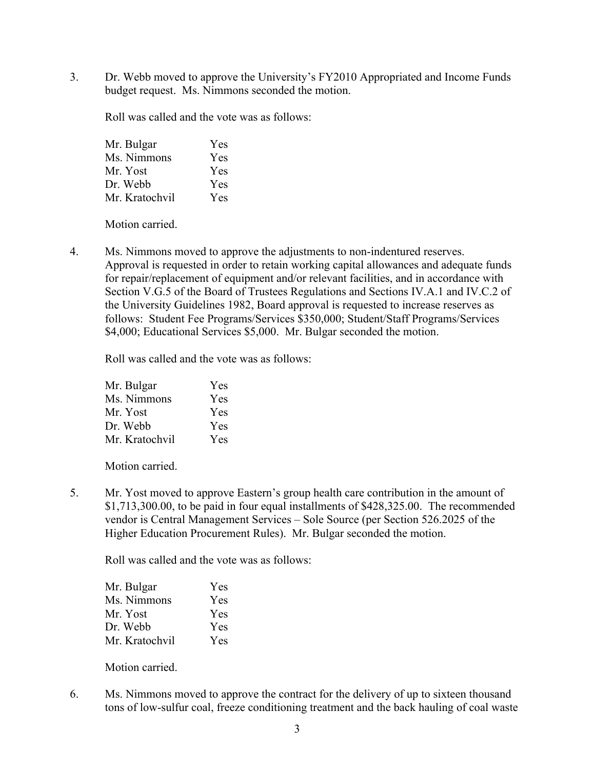3. Dr. Webb moved to approve the University's FY2010 Appropriated and Income Funds budget request. Ms. Nimmons seconded the motion.

   Roll was called and the vote was as follows:

   | | |
   |---|---|
   | Mr. Bulgar | Yes |
   | Ms. Nimmons | Yes |
   | Mr. Yost | Yes |
   | Dr. Webb | Yes |
   | Mr. Kratochvil | Yes |

   Motion carried.

4. Ms. Nimmons moved to approve the adjustments to non-indentured reserves. Approval is requested in order to retain working capital allowances and adequate funds for repair/replacement of equipment and/or relevant facilities, and in accordance with Section V.G.5 of the Board of Trustees Regulations and Sections IV.A.1 and IV.C.2 of the University Guidelines 1982, Board approval is requested to increase reserves as follows: Student Fee Programs/Services $350,000; Student/Staff Programs/Services $4,000; Educational Services $5,000. Mr. Bulgar seconded the motion.

   Roll was called and the vote was as follows:

   | | |
   |---|---|
   | Mr. Bulgar | Yes |
   | Ms. Nimmons | Yes |
   | Mr. Yost | Yes |
   | Dr. Webb | Yes |
   | Mr. Kratochvil | Yes |

   Motion carried.

5. Mr. Yost moved to approve Eastern's group health care contribution in the amount of $1,713,300.00, to be paid in four equal installments of $428,325.00. The recommended vendor is Central Management Services – Sole Source (per Section 526.2025 of the Higher Education Procurement Rules). Mr. Bulgar seconded the motion.

   Roll was called and the vote was as follows:

   | | |
   |---|---|
   | Mr. Bulgar | Yes |
   | Ms. Nimmons | Yes |
   | Mr. Yost | Yes |
   | Dr. Webb | Yes |
   | Mr. Kratochvil | Yes |

   Motion carried.

6. Ms. Nimmons moved to approve the contract for the delivery of up to sixteen thousand tons of low-sulfur coal, freeze conditioning treatment and the back hauling of coal waste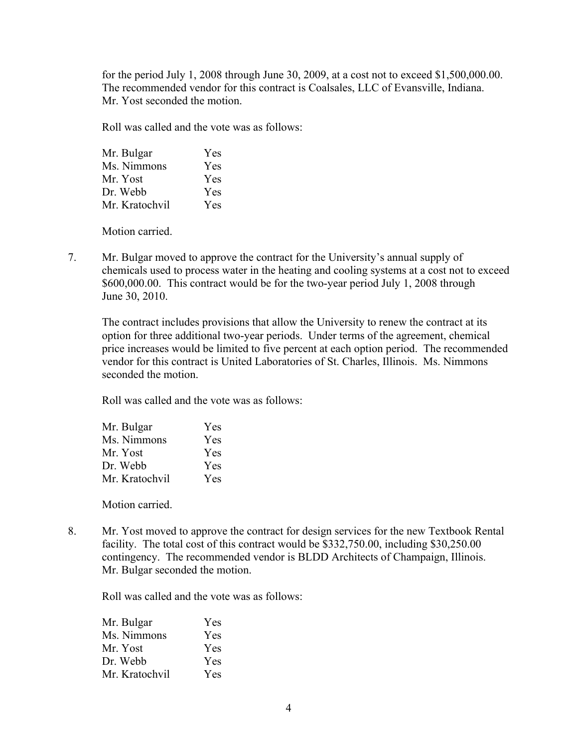for the period July 1, 2008 through June 30, 2009, at a cost not to exceed $1,500,000.00. The recommended vendor for this contract is Coalsales, LLC of Evansville, Indiana. Mr. Yost seconded the motion.

Roll was called and the vote was as follows:

| | |
|---|---|
| Mr. Bulgar | Yes |
| Ms. Nimmons | Yes |
| Mr. Yost | Yes |
| Dr. Webb | Yes |
| Mr. Kratochvil | Yes |

Motion carried.

7. Mr. Bulgar moved to approve the contract for the University's annual supply of chemicals used to process water in the heating and cooling systems at a cost not to exceed $600,000.00. This contract would be for the two-year period July 1, 2008 through June 30, 2010.

   The contract includes provisions that allow the University to renew the contract at its option for three additional two-year periods. Under terms of the agreement, chemical price increases would be limited to five percent at each option period. The recommended vendor for this contract is United Laboratories of St. Charles, Illinois. Ms. Nimmons seconded the motion.

   Roll was called and the vote was as follows:

   | | |
   |---|---|
   | Mr. Bulgar | Yes |
   | Ms. Nimmons | Yes |
   | Mr. Yost | Yes |
   | Dr. Webb | Yes |
   | Mr. Kratochvil | Yes |

   Motion carried.

8. Mr. Yost moved to approve the contract for design services for the new Textbook Rental facility. The total cost of this contract would be $332,750.00, including $30,250.00 contingency. The recommended vendor is BLDD Architects of Champaign, Illinois. Mr. Bulgar seconded the motion.

   Roll was called and the vote was as follows:

   | | |
   |---|---|
   | Mr. Bulgar | Yes |
   | Ms. Nimmons | Yes |
   | Mr. Yost | Yes |
   | Dr. Webb | Yes |
   | Mr. Kratochvil | Yes |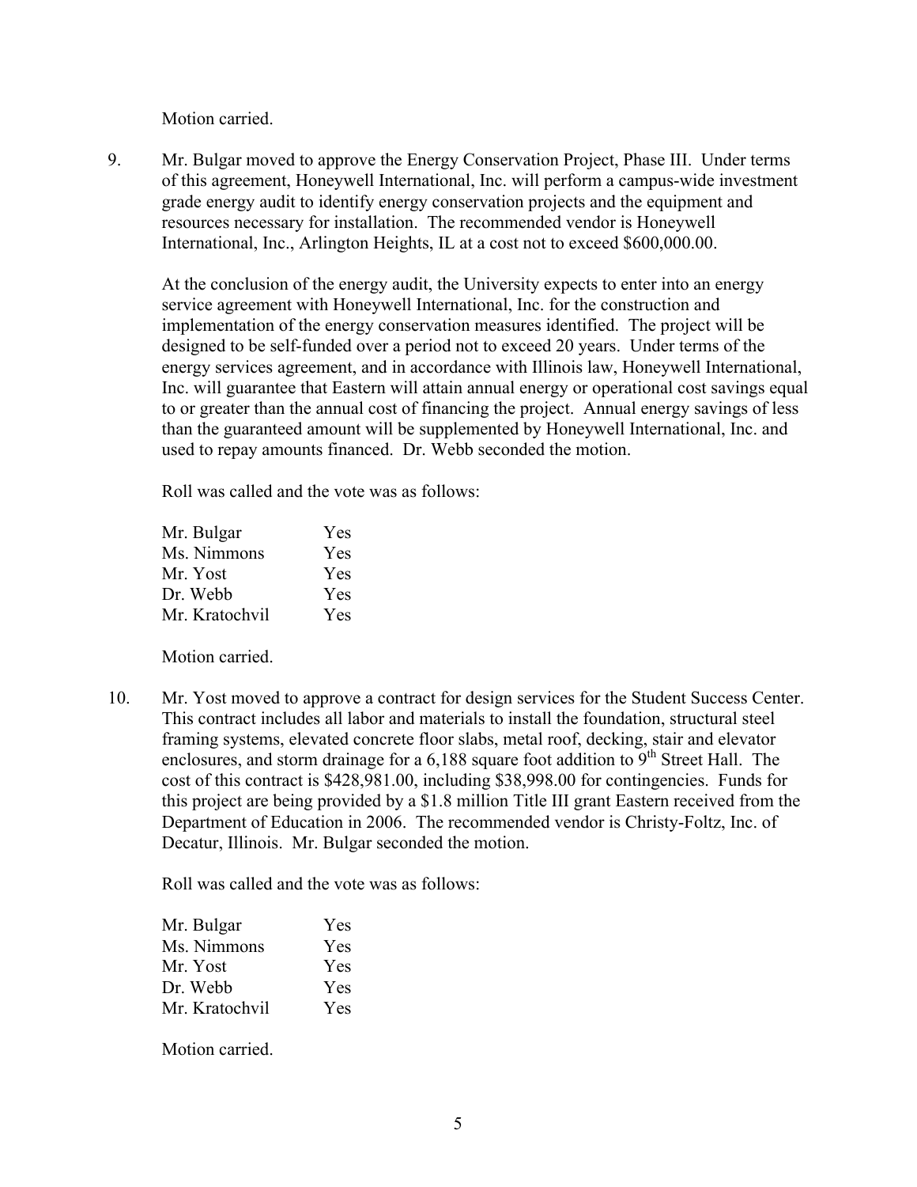Motion carried.

9. Mr. Bulgar moved to approve the Energy Conservation Project, Phase III. Under terms of this agreement, Honeywell International, Inc. will perform a campus-wide investment grade energy audit to identify energy conservation projects and the equipment and resources necessary for installation. The recommended vendor is Honeywell International, Inc., Arlington Heights, IL at a cost not to exceed $600,000.00.

   At the conclusion of the energy audit, the University expects to enter into an energy service agreement with Honeywell International, Inc. for the construction and implementation of the energy conservation measures identified. The project will be designed to be self-funded over a period not to exceed 20 years. Under terms of the energy services agreement, and in accordance with Illinois law, Honeywell International, Inc. will guarantee that Eastern will attain annual energy or operational cost savings equal to or greater than the annual cost of financing the project. Annual energy savings of less than the guaranteed amount will be supplemented by Honeywell International, Inc. and used to repay amounts financed. Dr. Webb seconded the motion.

   Roll was called and the vote was as follows:

   | | |
   |---|---|
   | Mr. Bulgar | Yes |
   | Ms. Nimmons | Yes |
   | Mr. Yost | Yes |
   | Dr. Webb | Yes |
   | Mr. Kratochvil | Yes |

   Motion carried.

10. Mr. Yost moved to approve a contract for design services for the Student Success Center. This contract includes all labor and materials to install the foundation, structural steel framing systems, elevated concrete floor slabs, metal roof, decking, stair and elevator enclosures, and storm drainage for a 6,188 square foot addition to 9th Street Hall. The cost of this contract is $428,981.00, including $38,998.00 for contingencies. Funds for this project are being provided by a $1.8 million Title III grant Eastern received from the Department of Education in 2006. The recommended vendor is Christy-Foltz, Inc. of Decatur, Illinois. Mr. Bulgar seconded the motion.

    Roll was called and the vote was as follows:

    | | |
    |---|---|
    | Mr. Bulgar | Yes |
    | Ms. Nimmons | Yes |
    | Mr. Yost | Yes |
    | Dr. Webb | Yes |
    | Mr. Kratochvil | Yes |

    Motion carried.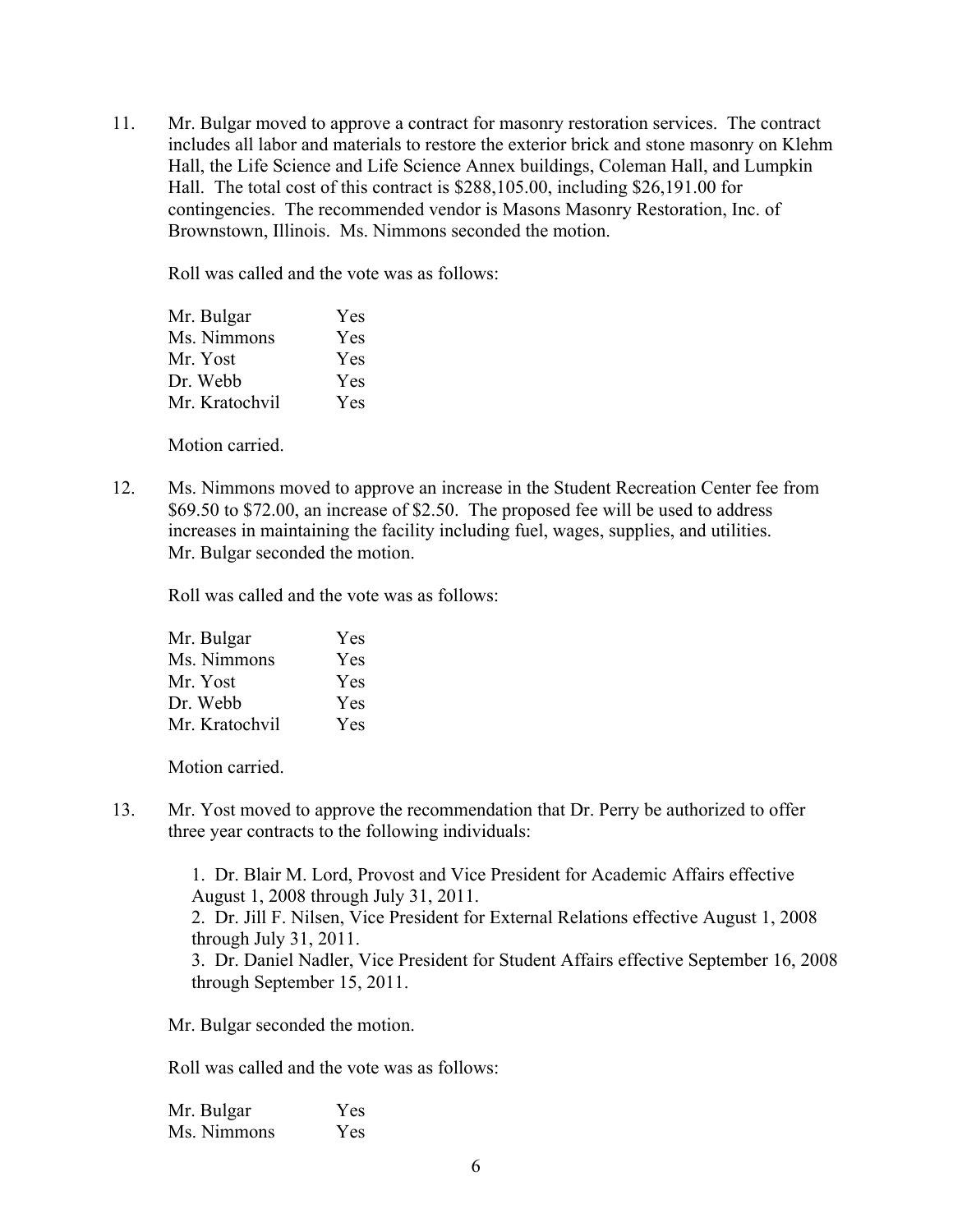11. Mr. Bulgar moved to approve a contract for masonry restoration services. The contract includes all labor and materials to restore the exterior brick and stone masonry on Klehm Hall, the Life Science and Life Science Annex buildings, Coleman Hall, and Lumpkin Hall. The total cost of this contract is $288,105.00, including $26,191.00 for contingencies. The recommended vendor is Masons Masonry Restoration, Inc. of Brownstown, Illinois. Ms. Nimmons seconded the motion.

    Roll was called and the vote was as follows:

    | | |
    |---|---|
    | Mr. Bulgar | Yes |
    | Ms. Nimmons | Yes |
    | Mr. Yost | Yes |
    | Dr. Webb | Yes |
    | Mr. Kratochvil | Yes |

    Motion carried.

12. Ms. Nimmons moved to approve an increase in the Student Recreation Center fee from $69.50 to $72.00, an increase of $2.50. The proposed fee will be used to address increases in maintaining the facility including fuel, wages, supplies, and utilities. Mr. Bulgar seconded the motion.

    Roll was called and the vote was as follows:

    | | |
    |---|---|
    | Mr. Bulgar | Yes |
    | Ms. Nimmons | Yes |
    | Mr. Yost | Yes |
    | Dr. Webb | Yes |
    | Mr. Kratochvil | Yes |

    Motion carried.

13. Mr. Yost moved to approve the recommendation that Dr. Perry be authorized to offer three year contracts to the following individuals:

    1. Dr. Blair M. Lord, Provost and Vice President for Academic Affairs effective August 1, 2008 through July 31, 2011.
    2. Dr. Jill F. Nilsen, Vice President for External Relations effective August 1, 2008 through July 31, 2011.
    3. Dr. Daniel Nadler, Vice President for Student Affairs effective September 16, 2008 through September 15, 2011.

    Mr. Bulgar seconded the motion.

    Roll was called and the vote was as follows:

    | | |
    |---|---|
    | Mr. Bulgar | Yes |
    | Ms. Nimmons | Yes |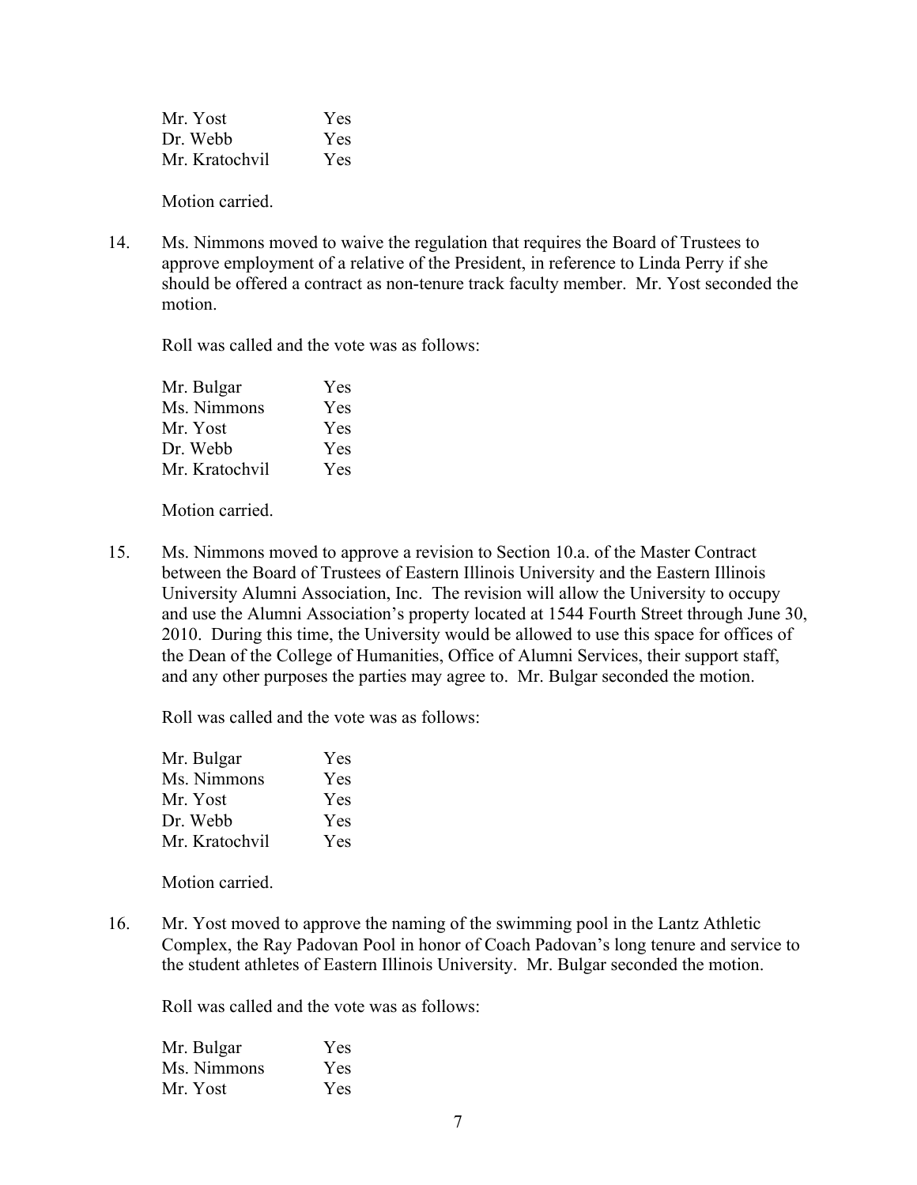| | |
|---|---|
| Mr. Yost | Yes |
| Dr. Webb | Yes |
| Mr. Kratochvil | Yes |

Motion carried.

14. Ms. Nimmons moved to waive the regulation that requires the Board of Trustees to approve employment of a relative of the President, in reference to Linda Perry if she should be offered a contract as non-tenure track faculty member. Mr. Yost seconded the motion.

    Roll was called and the vote was as follows:

    | | |
    |---|---|
    | Mr. Bulgar | Yes |
    | Ms. Nimmons | Yes |
    | Mr. Yost | Yes |
    | Dr. Webb | Yes |
    | Mr. Kratochvil | Yes |

    Motion carried.

15. Ms. Nimmons moved to approve a revision to Section 10.a. of the Master Contract between the Board of Trustees of Eastern Illinois University and the Eastern Illinois University Alumni Association, Inc. The revision will allow the University to occupy and use the Alumni Association's property located at 1544 Fourth Street through June 30, 2010. During this time, the University would be allowed to use this space for offices of the Dean of the College of Humanities, Office of Alumni Services, their support staff, and any other purposes the parties may agree to. Mr. Bulgar seconded the motion.

    Roll was called and the vote was as follows:

    | | |
    |---|---|
    | Mr. Bulgar | Yes |
    | Ms. Nimmons | Yes |
    | Mr. Yost | Yes |
    | Dr. Webb | Yes |
    | Mr. Kratochvil | Yes |

    Motion carried.

16. Mr. Yost moved to approve the naming of the swimming pool in the Lantz Athletic Complex, the Ray Padovan Pool in honor of Coach Padovan's long tenure and service to the student athletes of Eastern Illinois University. Mr. Bulgar seconded the motion.

    Roll was called and the vote was as follows:

    | | |
    |---|---|
    | Mr. Bulgar | Yes |
    | Ms. Nimmons | Yes |
    | Mr. Yost | Yes |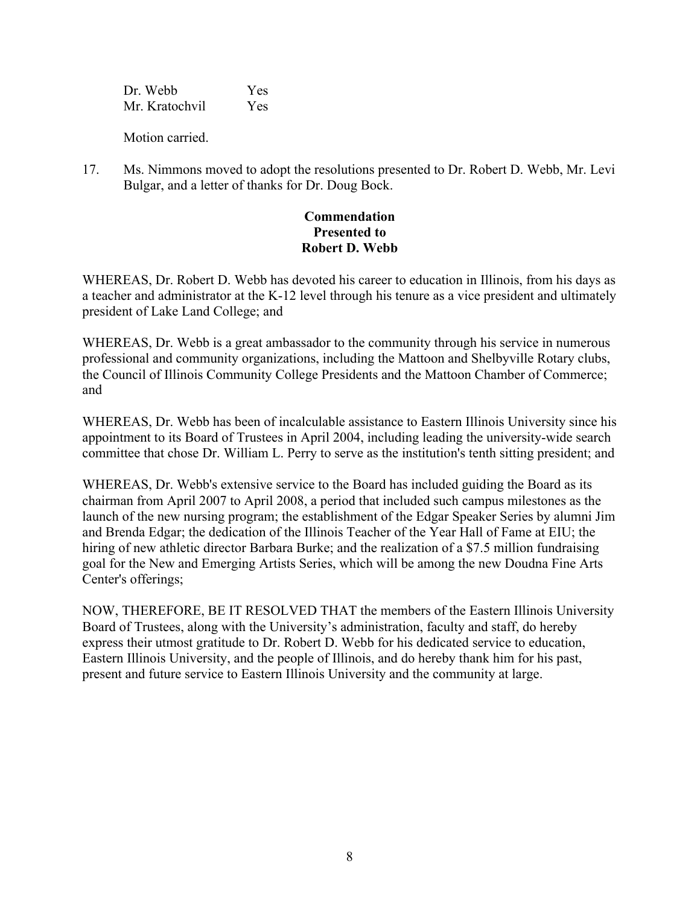| | |
|---|---|
| Dr. Webb | Yes |
| Mr. Kratochvil | Yes |

Motion carried.

17. Ms. Nimmons moved to adopt the resolutions presented to Dr. Robert D. Webb, Mr. Levi Bulgar, and a letter of thanks for Dr. Doug Bock.

**Commendation**
**Presented to**
**Robert D. Webb**

WHEREAS, Dr. Robert D. Webb has devoted his career to education in Illinois, from his days as a teacher and administrator at the K-12 level through his tenure as a vice president and ultimately president of Lake Land College; and

WHEREAS, Dr. Webb is a great ambassador to the community through his service in numerous professional and community organizations, including the Mattoon and Shelbyville Rotary clubs, the Council of Illinois Community College Presidents and the Mattoon Chamber of Commerce; and

WHEREAS, Dr. Webb has been of incalculable assistance to Eastern Illinois University since his appointment to its Board of Trustees in April 2004, including leading the university-wide search committee that chose Dr. William L. Perry to serve as the institution's tenth sitting president; and

WHEREAS, Dr. Webb's extensive service to the Board has included guiding the Board as its chairman from April 2007 to April 2008, a period that included such campus milestones as the launch of the new nursing program; the establishment of the Edgar Speaker Series by alumni Jim and Brenda Edgar; the dedication of the Illinois Teacher of the Year Hall of Fame at EIU; the hiring of new athletic director Barbara Burke; and the realization of a $7.5 million fundraising goal for the New and Emerging Artists Series, which will be among the new Doudna Fine Arts Center's offerings;

NOW, THEREFORE, BE IT RESOLVED THAT the members of the Eastern Illinois University Board of Trustees, along with the University's administration, faculty and staff, do hereby express their utmost gratitude to Dr. Robert D. Webb for his dedicated service to education, Eastern Illinois University, and the people of Illinois, and do hereby thank him for his past, present and future service to Eastern Illinois University and the community at large.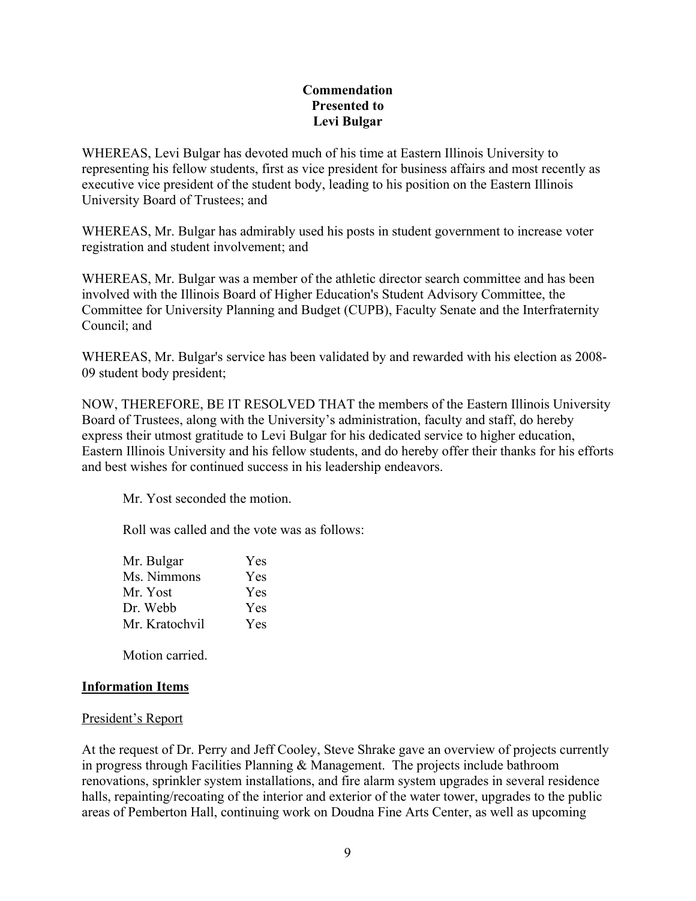**Commendation**
**Presented to**
**Levi Bulgar**

WHEREAS, Levi Bulgar has devoted much of his time at Eastern Illinois University to representing his fellow students, first as vice president for business affairs and most recently as executive vice president of the student body, leading to his position on the Eastern Illinois University Board of Trustees; and

WHEREAS, Mr. Bulgar has admirably used his posts in student government to increase voter registration and student involvement; and

WHEREAS, Mr. Bulgar was a member of the athletic director search committee and has been involved with the Illinois Board of Higher Education's Student Advisory Committee, the Committee for University Planning and Budget (CUPB), Faculty Senate and the Interfraternity Council; and

WHEREAS, Mr. Bulgar's service has been validated by and rewarded with his election as 2008-09 student body president;

NOW, THEREFORE, BE IT RESOLVED THAT the members of the Eastern Illinois University Board of Trustees, along with the University's administration, faculty and staff, do hereby express their utmost gratitude to Levi Bulgar for his dedicated service to higher education, Eastern Illinois University and his fellow students, and do hereby offer their thanks for his efforts and best wishes for continued success in his leadership endeavors.

Mr. Yost seconded the motion.

Roll was called and the vote was as follows:

| | |
|---|---|
| Mr. Bulgar | Yes |
| Ms. Nimmons | Yes |
| Mr. Yost | Yes |
| Dr. Webb | Yes |
| Mr. Kratochvil | Yes |

Motion carried.

## Information Items

### President's Report

At the request of Dr. Perry and Jeff Cooley, Steve Shrake gave an overview of projects currently in progress through Facilities Planning & Management. The projects include bathroom renovations, sprinkler system installations, and fire alarm system upgrades in several residence halls, repainting/recoating of the interior and exterior of the water tower, upgrades to the public areas of Pemberton Hall, continuing work on Doudna Fine Arts Center, as well as upcoming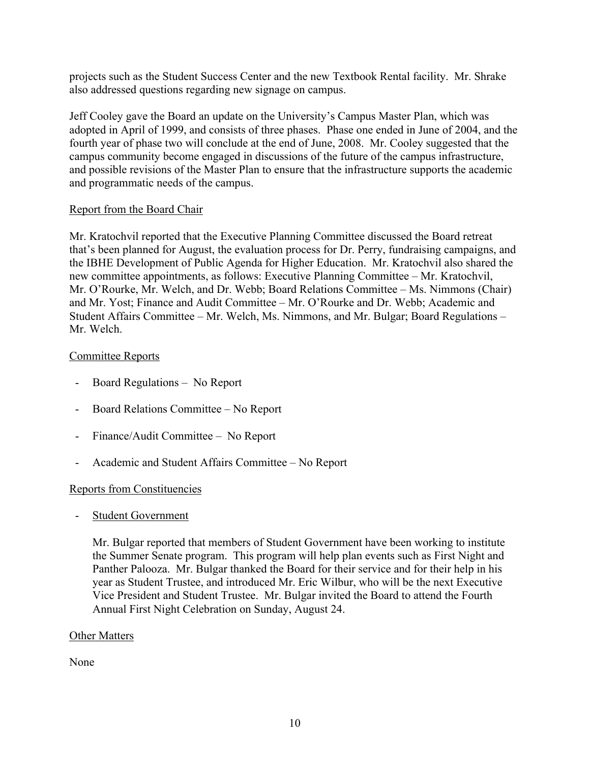projects such as the Student Success Center and the new Textbook Rental facility. Mr. Shrake also addressed questions regarding new signage on campus.

Jeff Cooley gave the Board an update on the University's Campus Master Plan, which was adopted in April of 1999, and consists of three phases. Phase one ended in June of 2004, and the fourth year of phase two will conclude at the end of June, 2008. Mr. Cooley suggested that the campus community become engaged in discussions of the future of the campus infrastructure, and possible revisions of the Master Plan to ensure that the infrastructure supports the academic and programmatic needs of the campus.

<u>Report from the Board Chair</u>

Mr. Kratochvil reported that the Executive Planning Committee discussed the Board retreat that's been planned for August, the evaluation process for Dr. Perry, fundraising campaigns, and the IBHE Development of Public Agenda for Higher Education. Mr. Kratochvil also shared the new committee appointments, as follows: Executive Planning Committee – Mr. Kratochvil, Mr. O'Rourke, Mr. Welch, and Dr. Webb; Board Relations Committee – Ms. Nimmons (Chair) and Mr. Yost; Finance and Audit Committee – Mr. O'Rourke and Dr. Webb; Academic and Student Affairs Committee – Mr. Welch, Ms. Nimmons, and Mr. Bulgar; Board Regulations – Mr. Welch.

<u>Committee Reports</u>

- Board Regulations – No Report
- Board Relations Committee – No Report
- Finance/Audit Committee – No Report
- Academic and Student Affairs Committee – No Report

<u>Reports from Constituencies</u>

- <u>Student Government</u>

  Mr. Bulgar reported that members of Student Government have been working to institute the Summer Senate program. This program will help plan events such as First Night and Panther Palooza. Mr. Bulgar thanked the Board for their service and for their help in his year as Student Trustee, and introduced Mr. Eric Wilbur, who will be the next Executive Vice President and Student Trustee. Mr. Bulgar invited the Board to attend the Fourth Annual First Night Celebration on Sunday, August 24.

<u>Other Matters</u>

None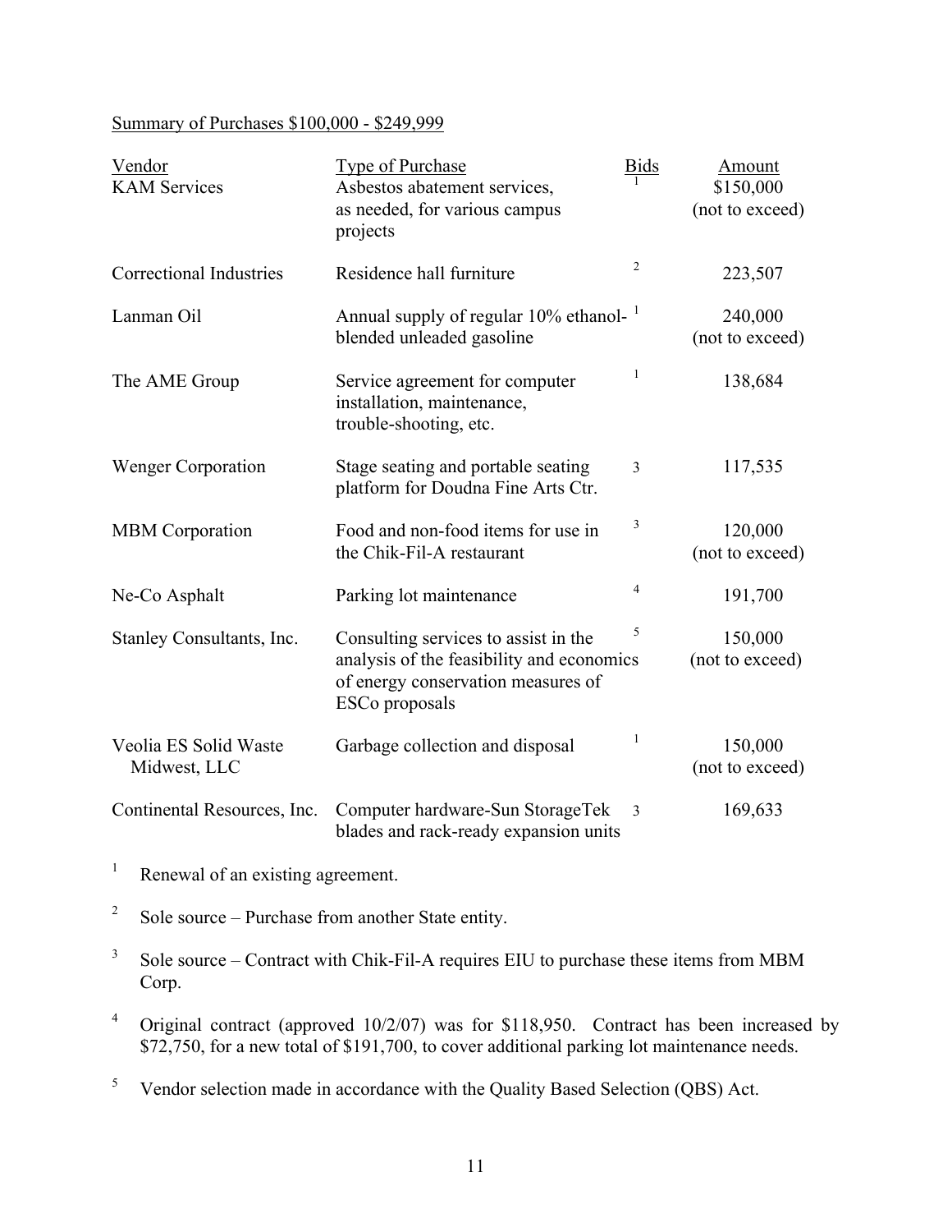Summary of Purchases $100,000 - $249,999

| Vendor | Type of Purchase | Bids | Amount |
|---|---|---|---|
| KAM Services | Asbestos abatement services, as needed, for various campus projects | [1] | $150,000 (not to exceed) |
| Correctional Industries | Residence hall furniture | [2] | 223,507 |
| Lanman Oil | Annual supply of regular 10% ethanol-blended unleaded gasoline | [1] | 240,000 (not to exceed) |
| The AME Group | Service agreement for computer installation, maintenance, trouble-shooting, etc. | [1] | 138,684 |
| Wenger Corporation | Stage seating and portable seating platform for Doudna Fine Arts Ctr. | 3 | 117,535 |
| MBM Corporation | Food and non-food items for use in the Chik-Fil-A restaurant | [3] | 120,000 (not to exceed) |
| Ne-Co Asphalt | Parking lot maintenance | [4] | 191,700 |
| Stanley Consultants, Inc. | Consulting services to assist in the analysis of the feasibility and economics of energy conservation measures of ESCo proposals | [5] | 150,000 (not to exceed) |
| Veolia ES Solid Waste Midwest, LLC | Garbage collection and disposal | [1] | 150,000 (not to exceed) |
| Continental Resources, Inc. | Computer hardware-Sun StorageTek blades and rack-ready expansion units | 3 | 169,633 |

[1] Renewal of an existing agreement.

[2] Sole source – Purchase from another State entity.

[3] Sole source – Contract with Chik-Fil-A requires EIU to purchase these items from MBM Corp.

[4] Original contract (approved 10/2/07) was for $118,950. Contract has been increased by $72,750, for a new total of $191,700, to cover additional parking lot maintenance needs.

[5] Vendor selection made in accordance with the Quality Based Selection (QBS) Act.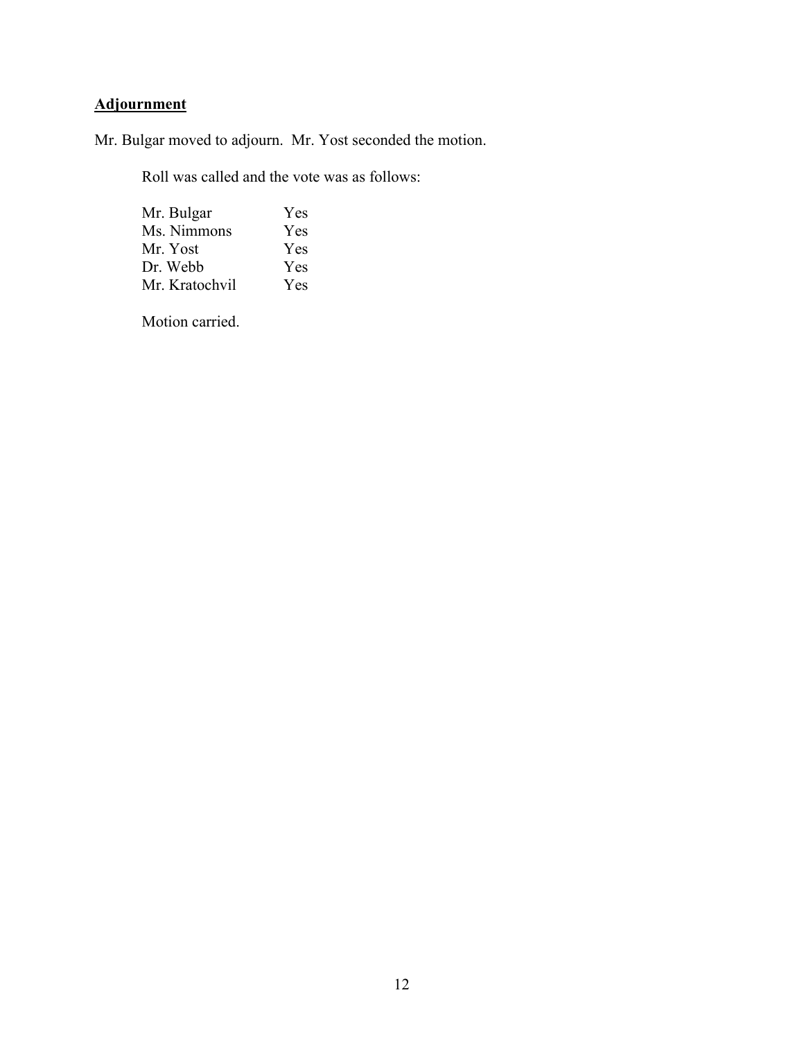**Adjournment**

Mr. Bulgar moved to adjourn. Mr. Yost seconded the motion.

Roll was called and the vote was as follows:

| | |
|---|---|
| Mr. Bulgar | Yes |
| Ms. Nimmons | Yes |
| Mr. Yost | Yes |
| Dr. Webb | Yes |
| Mr. Kratochvil | Yes |

Motion carried.